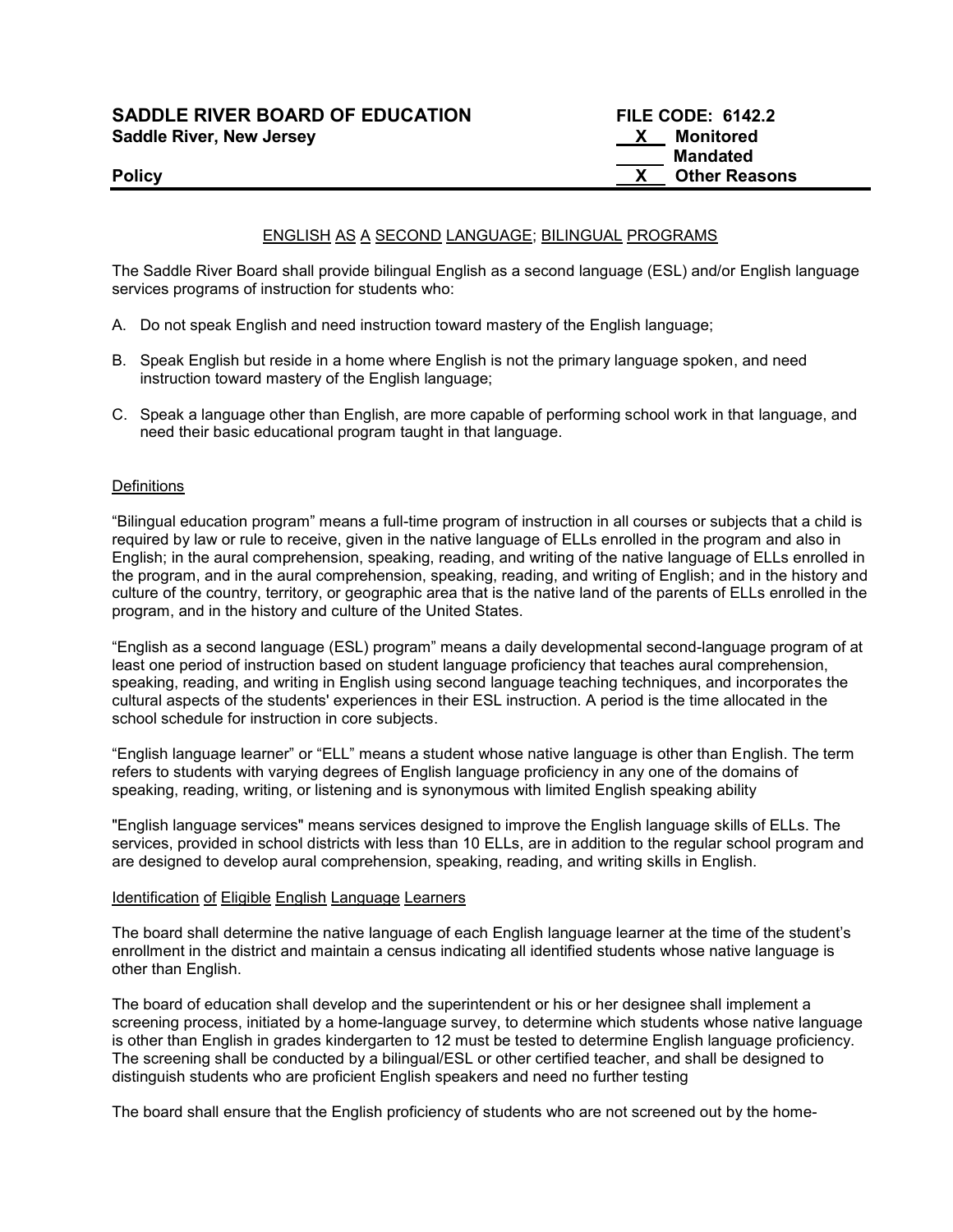**SADDLE RIVER BOARD OF EDUCATION** — **FILE CODE: 6142.2**
**Saddle River, New Jersey**

**Policy**

| | |
|---|---|
| X | Monitored |
| | Mandated |
| X | Other Reasons |

## ENGLISH AS A SECOND LANGUAGE; BILINGUAL PROGRAMS

The Saddle River Board shall provide bilingual English as a second language (ESL) and/or English language services programs of instruction for students who:

A. Do not speak English and need instruction toward mastery of the English language;

B. Speak English but reside in a home where English is not the primary language spoken, and need instruction toward mastery of the English language;

C. Speak a language other than English, are more capable of performing school work in that language, and need their basic educational program taught in that language.

### Definitions

"Bilingual education program" means a full-time program of instruction in all courses or subjects that a child is required by law or rule to receive, given in the native language of ELLs enrolled in the program and also in English; in the aural comprehension, speaking, reading, and writing of the native language of ELLs enrolled in the program, and in the aural comprehension, speaking, reading, and writing of English; and in the history and culture of the country, territory, or geographic area that is the native land of the parents of ELLs enrolled in the program, and in the history and culture of the United States.

"English as a second language (ESL) program" means a daily developmental second-language program of at least one period of instruction based on student language proficiency that teaches aural comprehension, speaking, reading, and writing in English using second language teaching techniques, and incorporates the cultural aspects of the students' experiences in their ESL instruction. A period is the time allocated in the school schedule for instruction in core subjects.

"English language learner" or "ELL" means a student whose native language is other than English. The term refers to students with varying degrees of English language proficiency in any one of the domains of speaking, reading, writing, or listening and is synonymous with limited English speaking ability

"English language services" means services designed to improve the English language skills of ELLs. The services, provided in school districts with less than 10 ELLs, are in addition to the regular school program and are designed to develop aural comprehension, speaking, reading, and writing skills in English.

### Identification of Eligible English Language Learners

The board shall determine the native language of each English language learner at the time of the student's enrollment in the district and maintain a census indicating all identified students whose native language is other than English.

The board of education shall develop and the superintendent or his or her designee shall implement a screening process, initiated by a home-language survey, to determine which students whose native language is other than English in grades kindergarten to 12 must be tested to determine English language proficiency. The screening shall be conducted by a bilingual/ESL or other certified teacher, and shall be designed to distinguish students who are proficient English speakers and need no further testing

The board shall ensure that the English proficiency of students who are not screened out by the home-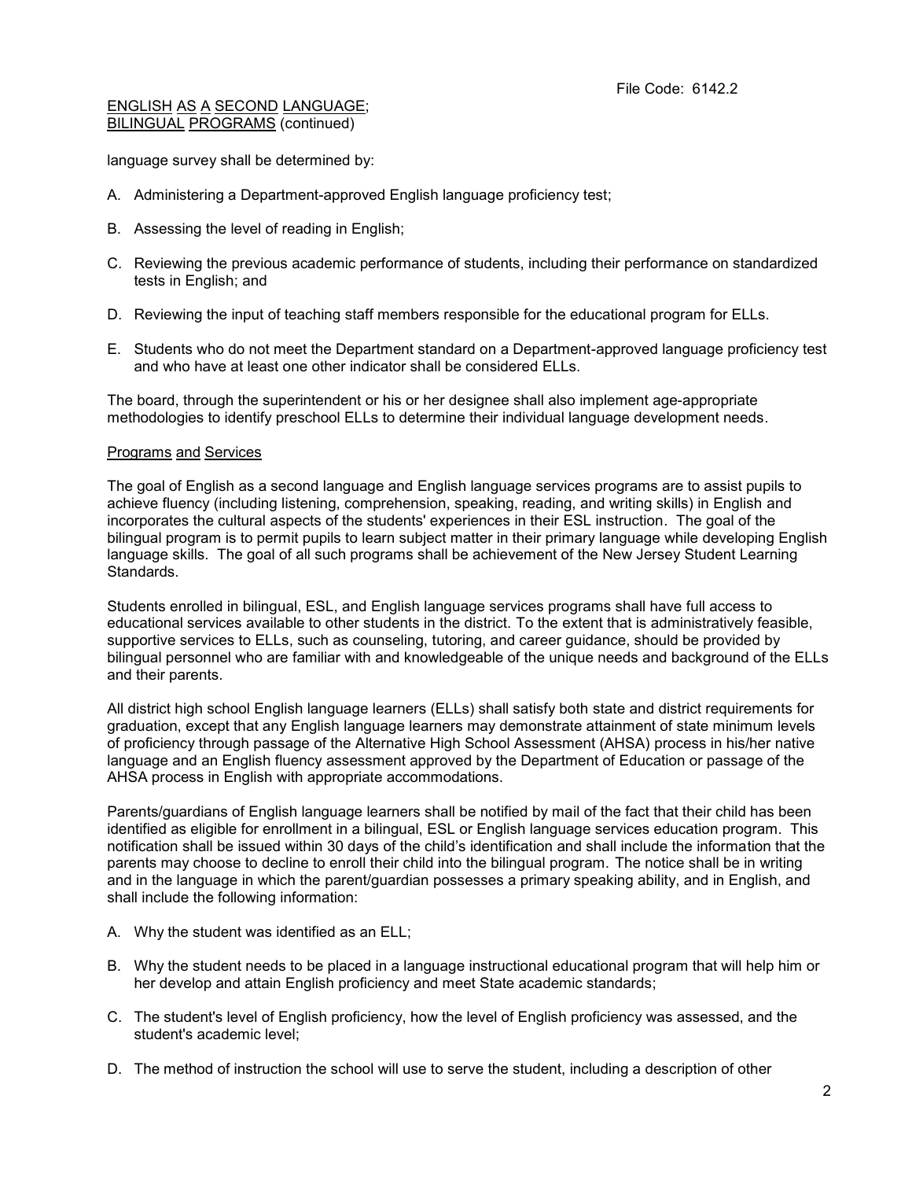language survey shall be determined by:

A. Administering a Department-approved English language proficiency test;

B. Assessing the level of reading in English;

C. Reviewing the previous academic performance of students, including their performance on standardized tests in English; and

D. Reviewing the input of teaching staff members responsible for the educational program for ELLs.

E. Students who do not meet the Department standard on a Department-approved language proficiency test and who have at least one other indicator shall be considered ELLs.

The board, through the superintendent or his or her designee shall also implement age-appropriate methodologies to identify preschool ELLs to determine their individual language development needs.

## Programs and Services

The goal of English as a second language and English language services programs are to assist pupils to achieve fluency (including listening, comprehension, speaking, reading, and writing skills) in English and incorporates the cultural aspects of the students' experiences in their ESL instruction. The goal of the bilingual program is to permit pupils to learn subject matter in their primary language while developing English language skills. The goal of all such programs shall be achievement of the New Jersey Student Learning Standards.

Students enrolled in bilingual, ESL, and English language services programs shall have full access to educational services available to other students in the district. To the extent that is administratively feasible, supportive services to ELLs, such as counseling, tutoring, and career guidance, should be provided by bilingual personnel who are familiar with and knowledgeable of the unique needs and background of the ELLs and their parents.

All district high school English language learners (ELLs) shall satisfy both state and district requirements for graduation, except that any English language learners may demonstrate attainment of state minimum levels of proficiency through passage of the Alternative High School Assessment (AHSA) process in his/her native language and an English fluency assessment approved by the Department of Education or passage of the AHSA process in English with appropriate accommodations.

Parents/guardians of English language learners shall be notified by mail of the fact that their child has been identified as eligible for enrollment in a bilingual, ESL or English language services education program. This notification shall be issued within 30 days of the child's identification and shall include the information that the parents may choose to decline to enroll their child into the bilingual program. The notice shall be in writing and in the language in which the parent/guardian possesses a primary speaking ability, and in English, and shall include the following information:

A. Why the student was identified as an ELL;

B. Why the student needs to be placed in a language instructional educational program that will help him or her develop and attain English proficiency and meet State academic standards;

C. The student's level of English proficiency, how the level of English proficiency was assessed, and the student's academic level;

D. The method of instruction the school will use to serve the student, including a description of other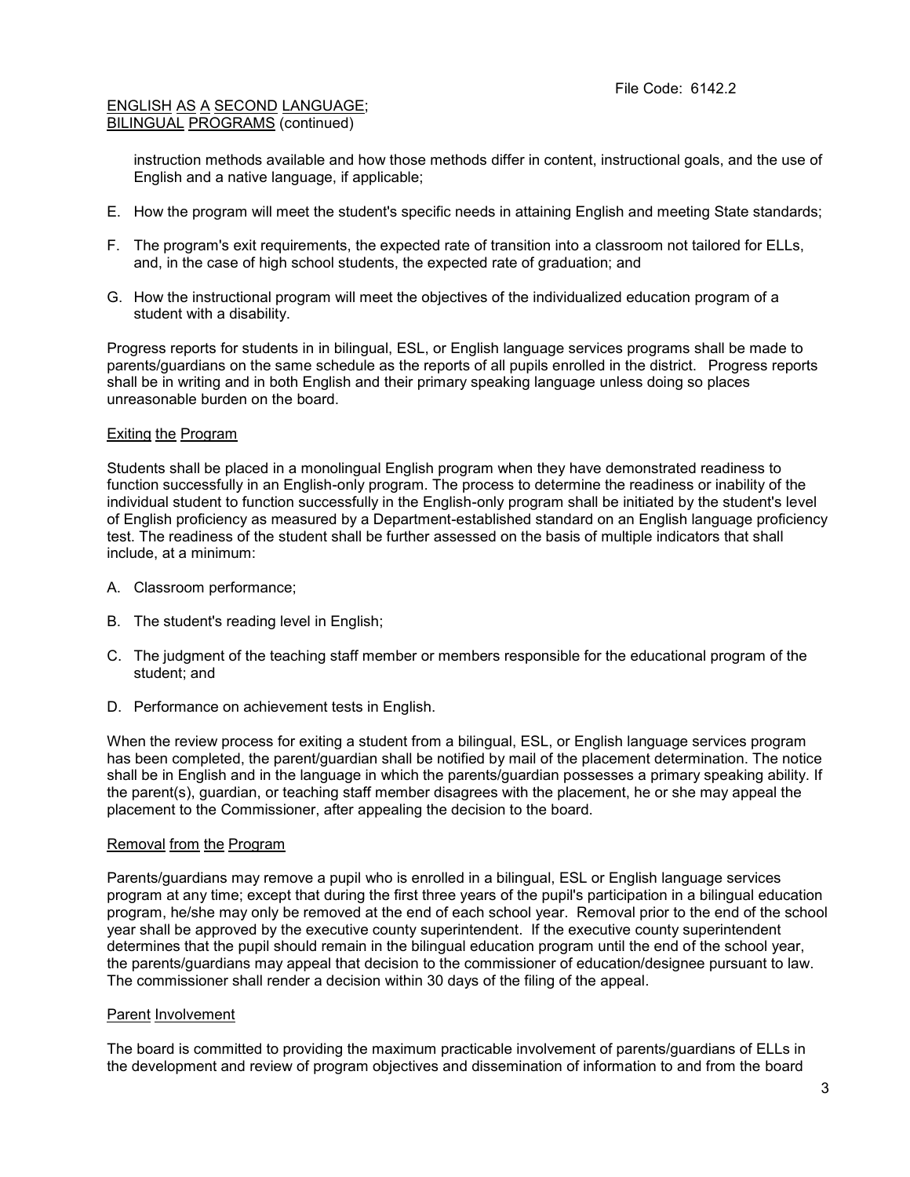instruction methods available and how those methods differ in content, instructional goals, and the use of English and a native language, if applicable;

E. How the program will meet the student's specific needs in attaining English and meeting State standards;

F. The program's exit requirements, the expected rate of transition into a classroom not tailored for ELLs, and, in the case of high school students, the expected rate of graduation; and

G. How the instructional program will meet the objectives of the individualized education program of a student with a disability.

Progress reports for students in in bilingual, ESL, or English language services programs shall be made to parents/guardians on the same schedule as the reports of all pupils enrolled in the district. Progress reports shall be in writing and in both English and their primary speaking language unless doing so places unreasonable burden on the board.

## Exiting the Program

Students shall be placed in a monolingual English program when they have demonstrated readiness to function successfully in an English-only program. The process to determine the readiness or inability of the individual student to function successfully in the English-only program shall be initiated by the student's level of English proficiency as measured by a Department-established standard on an English language proficiency test. The readiness of the student shall be further assessed on the basis of multiple indicators that shall include, at a minimum:

A. Classroom performance;

B. The student's reading level in English;

C. The judgment of the teaching staff member or members responsible for the educational program of the student; and

D. Performance on achievement tests in English.

When the review process for exiting a student from a bilingual, ESL, or English language services program has been completed, the parent/guardian shall be notified by mail of the placement determination. The notice shall be in English and in the language in which the parents/guardian possesses a primary speaking ability. If the parent(s), guardian, or teaching staff member disagrees with the placement, he or she may appeal the placement to the Commissioner, after appealing the decision to the board.

## Removal from the Program

Parents/guardians may remove a pupil who is enrolled in a bilingual, ESL or English language services program at any time; except that during the first three years of the pupil's participation in a bilingual education program, he/she may only be removed at the end of each school year. Removal prior to the end of the school year shall be approved by the executive county superintendent. If the executive county superintendent determines that the pupil should remain in the bilingual education program until the end of the school year, the parents/guardians may appeal that decision to the commissioner of education/designee pursuant to law. The commissioner shall render a decision within 30 days of the filing of the appeal.

## Parent Involvement

The board is committed to providing the maximum practicable involvement of parents/guardians of ELLs in the development and review of program objectives and dissemination of information to and from the board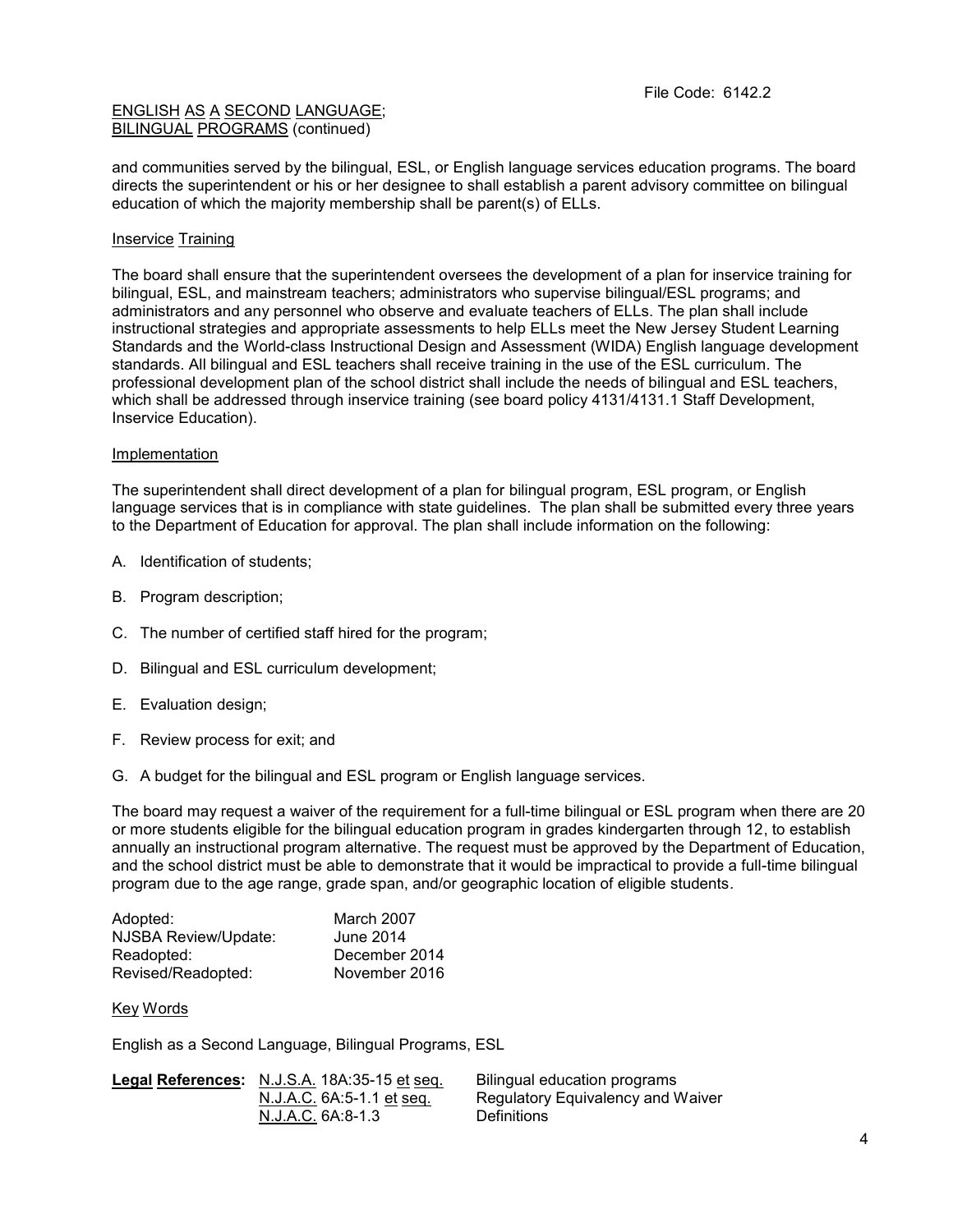ENGLISH AS A SECOND LANGUAGE;
BILINGUAL PROGRAMS (continued)

and communities served by the bilingual, ESL, or English language services education programs. The board directs the superintendent or his or her designee to shall establish a parent advisory committee on bilingual education of which the majority membership shall be parent(s) of ELLs.

## Inservice Training

The board shall ensure that the superintendent oversees the development of a plan for inservice training for bilingual, ESL, and mainstream teachers; administrators who supervise bilingual/ESL programs; and administrators and any personnel who observe and evaluate teachers of ELLs. The plan shall include instructional strategies and appropriate assessments to help ELLs meet the New Jersey Student Learning Standards and the World-class Instructional Design and Assessment (WIDA) English language development standards. All bilingual and ESL teachers shall receive training in the use of the ESL curriculum. The professional development plan of the school district shall include the needs of bilingual and ESL teachers, which shall be addressed through inservice training (see board policy 4131/4131.1 Staff Development, Inservice Education).

## Implementation

The superintendent shall direct development of a plan for bilingual program, ESL program, or English language services that is in compliance with state guidelines. The plan shall be submitted every three years to the Department of Education for approval. The plan shall include information on the following:

A. Identification of students;

B. Program description;

C. The number of certified staff hired for the program;

D. Bilingual and ESL curriculum development;

E. Evaluation design;

F. Review process for exit; and

G. A budget for the bilingual and ESL program or English language services.

The board may request a waiver of the requirement for a full-time bilingual or ESL program when there are 20 or more students eligible for the bilingual education program in grades kindergarten through 12, to establish annually an instructional program alternative. The request must be approved by the Department of Education, and the school district must be able to demonstrate that it would be impractical to provide a full-time bilingual program due to the age range, grade span, and/or geographic location of eligible students.

| | |
|---|---|
| Adopted: | March 2007 |
| NJSBA Review/Update: | June 2014 |
| Readopted: | December 2014 |
| Revised/Readopted: | November 2016 |

## Key Words

English as a Second Language, Bilingual Programs, ESL

| **Legal References:** | | |
|---|---|---|
| | N.J.S.A. 18A:35-15 et seq. | Bilingual education programs |
| | N.J.A.C. 6A:5-1.1 et seq. | Regulatory Equivalency and Waiver |
| | N.J.A.C. 6A:8-1.3 | Definitions |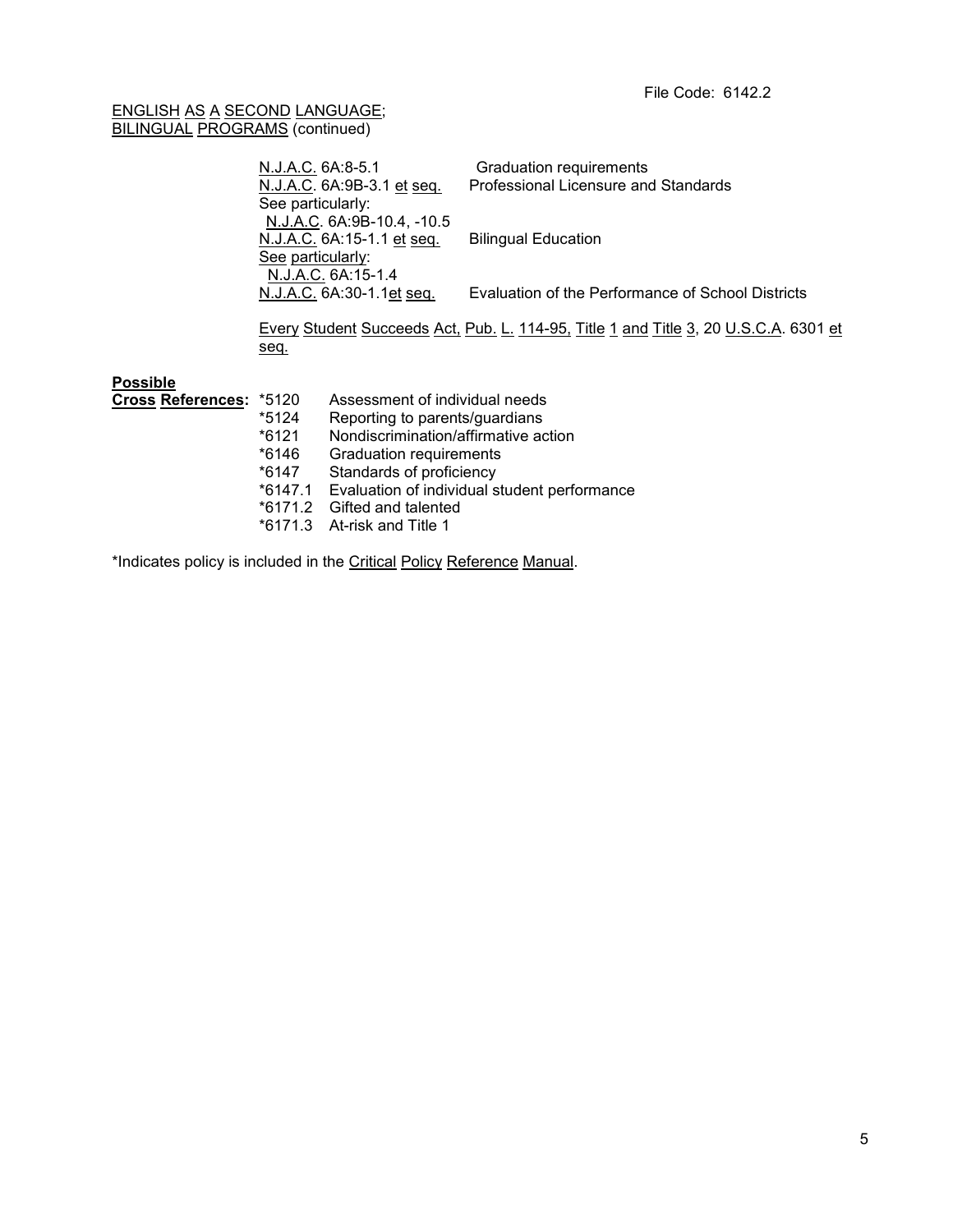File Code: 6142.2

ENGLISH AS A SECOND LANGUAGE; BILINGUAL PROGRAMS (continued)

| | |
|---|---|
| N.J.A.C. 6A:8-5.1 | Graduation requirements |
| N.J.A.C. 6A:9B-3.1 et seq. | Professional Licensure and Standards |
| See particularly: N.J.A.C. 6A:9B-10.4, -10.5 | |
| N.J.A.C. 6A:15-1.1 et seq. | Bilingual Education |
| See particularly: N.J.A.C. 6A:15-1.4 | |
| N.J.A.C. 6A:30-1.1et seq. | Evaluation of the Performance of School Districts |

Every Student Succeeds Act, Pub. L. 114-95, Title 1 and Title 3, 20 U.S.C.A. 6301 et seq.

**Possible Cross References:**

| | |
|---|---|
| *5120 | Assessment of individual needs |
| *5124 | Reporting to parents/guardians |
| *6121 | Nondiscrimination/affirmative action |
| *6146 | Graduation requirements |
| *6147 | Standards of proficiency |
| *6147.1 | Evaluation of individual student performance |
| *6171.2 | Gifted and talented |
| *6171.3 | At-risk and Title 1 |

*Indicates policy is included in the Critical Policy Reference Manual.